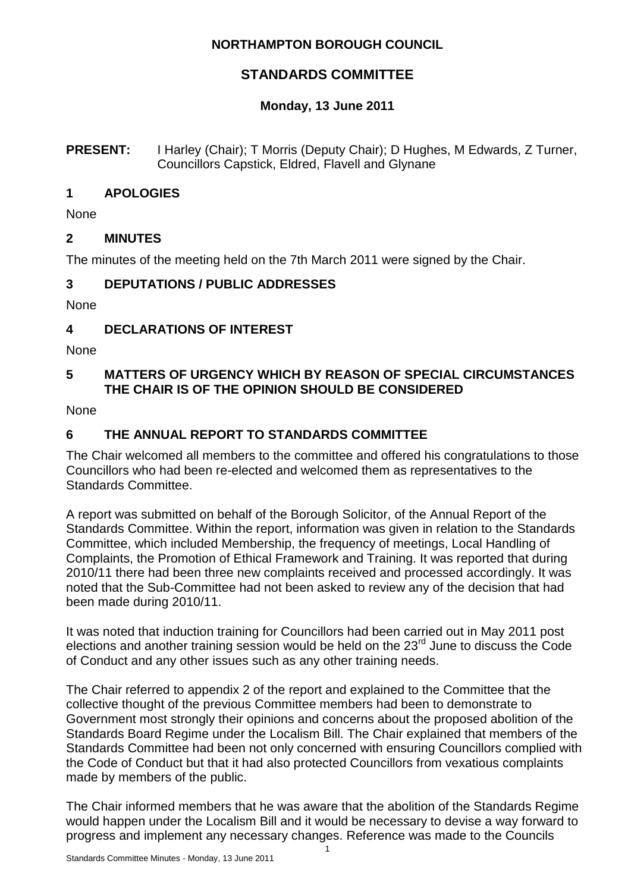# NORTHAMPTON BOROUGH COUNCIL

## STANDARDS COMMITTEE

### Monday, 13 June 2011

**PRESENT:** I Harley (Chair); T Morris (Deputy Chair); D Hughes, M Edwards, Z Turner, Councillors Capstick, Eldred, Flavell and Glynane

## 1 APOLOGIES

None

## 2 MINUTES

The minutes of the meeting held on the 7th March 2011 were signed by the Chair.

## 3 DEPUTATIONS / PUBLIC ADDRESSES

None

## 4 DECLARATIONS OF INTEREST

None

## 5 MATTERS OF URGENCY WHICH BY REASON OF SPECIAL CIRCUMSTANCES THE CHAIR IS OF THE OPINION SHOULD BE CONSIDERED

None

## 6 THE ANNUAL REPORT TO STANDARDS COMMITTEE

The Chair welcomed all members to the committee and offered his congratulations to those Councillors who had been re-elected and welcomed them as representatives to the Standards Committee.

A report was submitted on behalf of the Borough Solicitor, of the Annual Report of the Standards Committee. Within the report, information was given in relation to the Standards Committee, which included Membership, the frequency of meetings, Local Handling of Complaints, the Promotion of Ethical Framework and Training. It was reported that during 2010/11 there had been three new complaints received and processed accordingly. It was noted that the Sub-Committee had not been asked to review any of the decision that had been made during 2010/11.

It was noted that induction training for Councillors had been carried out in May 2011 post elections and another training session would be held on the 23rd June to discuss the Code of Conduct and any other issues such as any other training needs.

The Chair referred to appendix 2 of the report and explained to the Committee that the collective thought of the previous Committee members had been to demonstrate to Government most strongly their opinions and concerns about the proposed abolition of the Standards Board Regime under the Localism Bill. The Chair explained that members of the Standards Committee had been not only concerned with ensuring Councillors complied with the Code of Conduct but that it had also protected Councillors from vexatious complaints made by members of the public.

The Chair informed members that he was aware that the abolition of the Standards Regime would happen under the Localism Bill and it would be necessary to devise a way forward to progress and implement any necessary changes. Reference was made to the Councils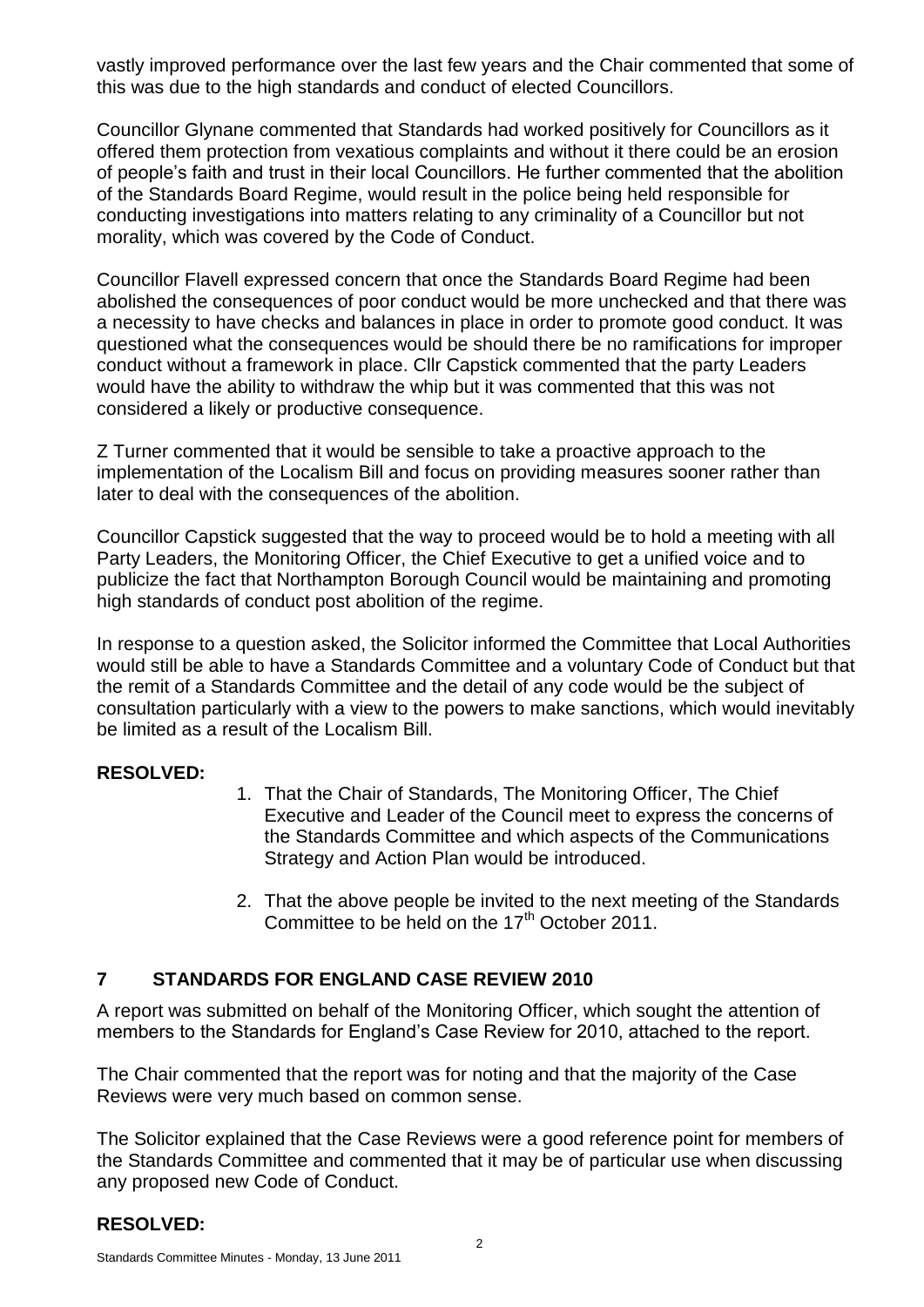vastly improved performance over the last few years and the Chair commented that some of this was due to the high standards and conduct of elected Councillors.

Councillor Glynane commented that Standards had worked positively for Councillors as it offered them protection from vexatious complaints and without it there could be an erosion of people's faith and trust in their local Councillors. He further commented that the abolition of the Standards Board Regime, would result in the police being held responsible for conducting investigations into matters relating to any criminality of a Councillor but not morality, which was covered by the Code of Conduct.

Councillor Flavell expressed concern that once the Standards Board Regime had been abolished the consequences of poor conduct would be more unchecked and that there was a necessity to have checks and balances in place in order to promote good conduct. It was questioned what the consequences would be should there be no ramifications for improper conduct without a framework in place. Cllr Capstick commented that the party Leaders would have the ability to withdraw the whip but it was commented that this was not considered a likely or productive consequence.

Z Turner commented that it would be sensible to take a proactive approach to the implementation of the Localism Bill and focus on providing measures sooner rather than later to deal with the consequences of the abolition.

Councillor Capstick suggested that the way to proceed would be to hold a meeting with all Party Leaders, the Monitoring Officer, the Chief Executive to get a unified voice and to publicize the fact that Northampton Borough Council would be maintaining and promoting high standards of conduct post abolition of the regime.

In response to a question asked, the Solicitor informed the Committee that Local Authorities would still be able to have a Standards Committee and a voluntary Code of Conduct but that the remit of a Standards Committee and the detail of any code would be the subject of consultation particularly with a view to the powers to make sanctions, which would inevitably be limited as a result of the Localism Bill.

**RESOLVED:**

1. That the Chair of Standards, The Monitoring Officer, The Chief Executive and Leader of the Council meet to express the concerns of the Standards Committee and which aspects of the Communications Strategy and Action Plan would be introduced.
2. That the above people be invited to the next meeting of the Standards Committee to be held on the 17th October 2011.

## 7 STANDARDS FOR ENGLAND CASE REVIEW 2010

A report was submitted on behalf of the Monitoring Officer, which sought the attention of members to the Standards for England's Case Review for 2010, attached to the report.

The Chair commented that the report was for noting and that the majority of the Case Reviews were very much based on common sense.

The Solicitor explained that the Case Reviews were a good reference point for members of the Standards Committee and commented that it may be of particular use when discussing any proposed new Code of Conduct.

**RESOLVED:**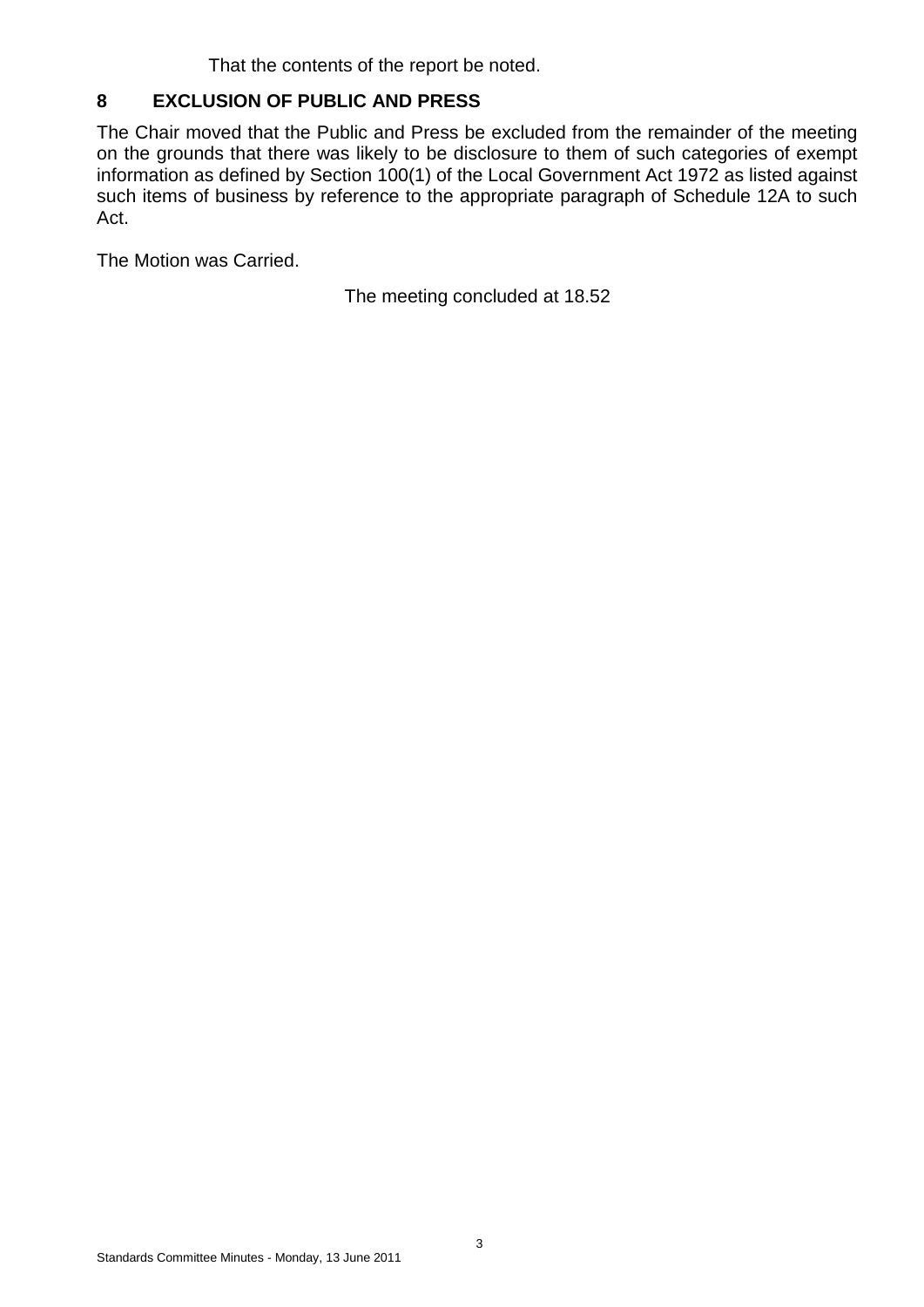That the contents of the report be noted.

## 8 EXCLUSION OF PUBLIC AND PRESS

The Chair moved that the Public and Press be excluded from the remainder of the meeting on the grounds that there was likely to be disclosure to them of such categories of exempt information as defined by Section 100(1) of the Local Government Act 1972 as listed against such items of business by reference to the appropriate paragraph of Schedule 12A to such Act.

The Motion was Carried.

The meeting concluded at 18.52